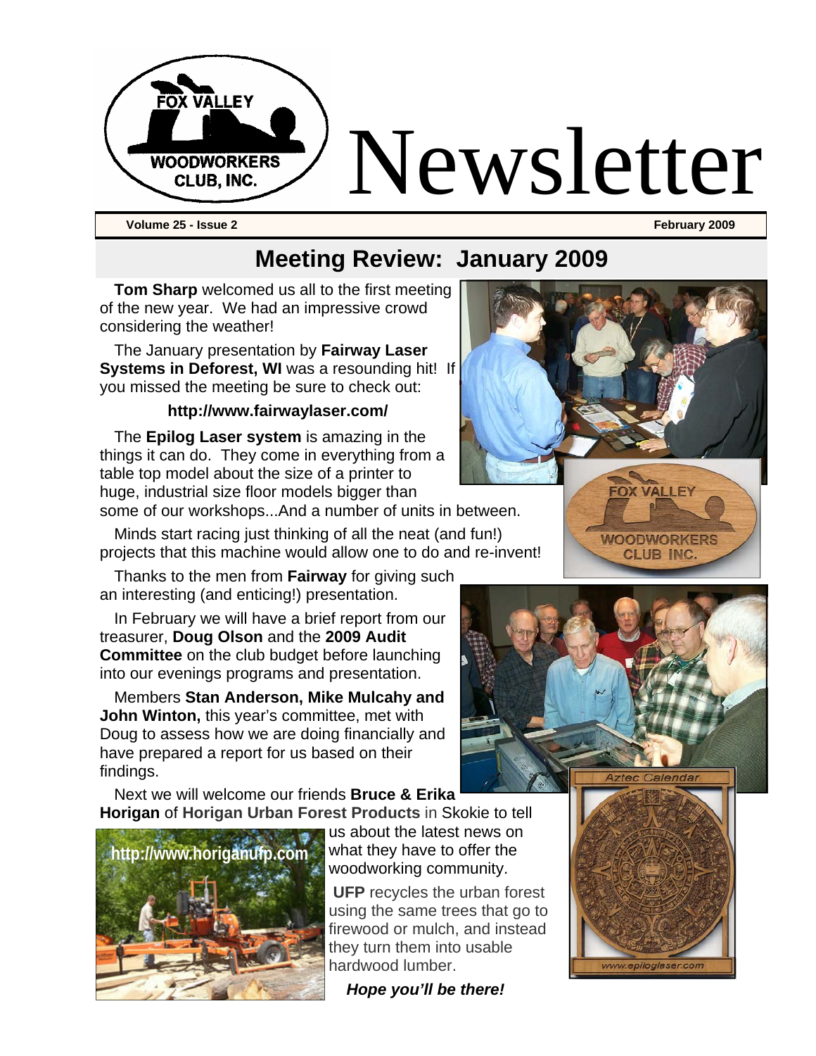# Newsletter

**Volume 25 - Issue 2** **February 2009**

## Meeting Review: January 2009

**Tom Sharp** welcomed us all to the first meeting of the new year. We had an impressive crowd considering the weather!

The January presentation by **Fairway Laser Systems in Deforest, WI** was a resounding hit! If you missed the meeting be sure to check out:

**http://www.fairwaylaser.com/**

The **Epilog Laser system** is amazing in the things it can do. They come in everything from a table top model about the size of a printer to huge, industrial size floor models bigger than some of our workshops...And a number of units in between.

Minds start racing just thinking of all the neat (and fun!) projects that this machine would allow one to do and re-invent!

Thanks to the men from **Fairway** for giving such an interesting (and enticing!) presentation.

In February we will have a brief report from our treasurer, **Doug Olson** and the **2009 Audit Committee** on the club budget before launching into our evenings programs and presentation.

Members **Stan Anderson, Mike Mulcahy and John Winton,** this year's committee, met with Doug to assess how we are doing financially and have prepared a report for us based on their findings.

Next we will welcome our friends **Bruce & Erika Horigan** of **Horigan Urban Forest Products** in Skokie to tell us about the latest news on what they have to offer the woodworking community.

**http://www.horiganufp.com**

**UFP** recycles the urban forest using the same trees that go to firewood or mulch, and instead they turn them into usable hardwood lumber.

***Hope you'll be there!***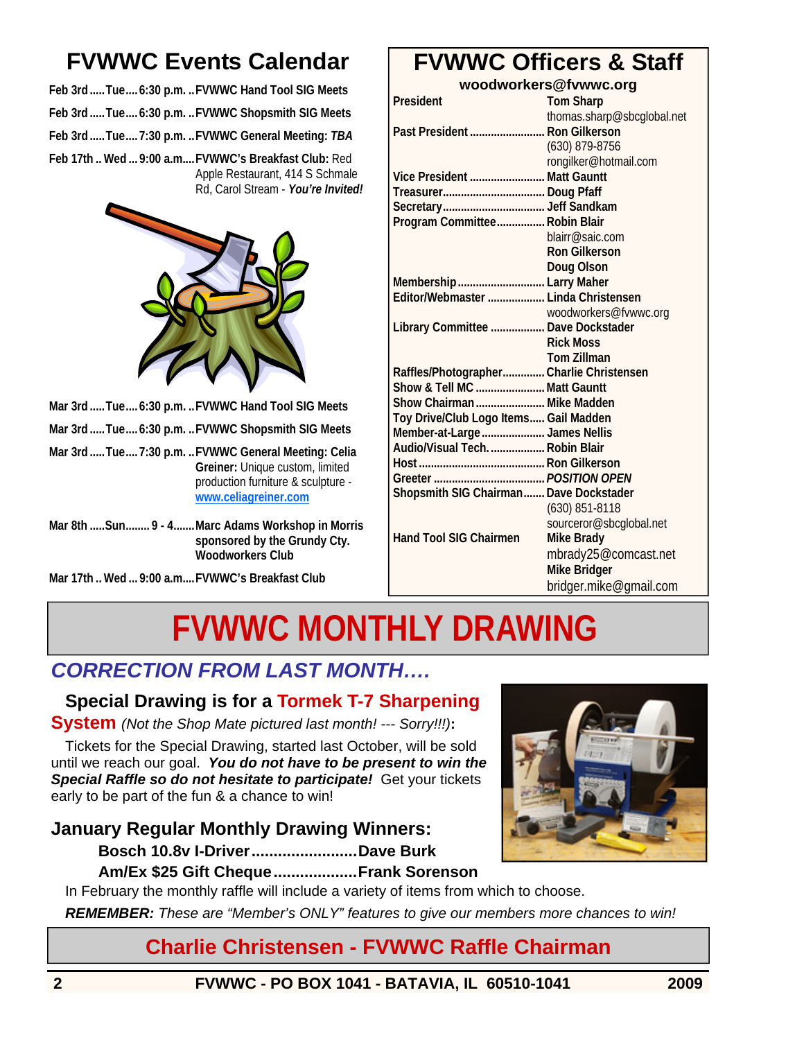## FVWWC Events Calendar

**Feb 3rd ..... Tue .... 6:30 p.m. .. FVWWC Hand Tool SIG Meets**

**Feb 3rd ..... Tue .... 6:30 p.m. .. FVWWC Shopsmith SIG Meets**

**Feb 3rd ..... Tue .... 7:30 p.m. .. FVWWC General Meeting:** ***TBA***

**Feb 17th .. Wed ... 9:00 a.m.... FVWWC's Breakfast Club:** Red Apple Restaurant, 414 S Schmale Rd, Carol Stream - ***You're Invited!***

**Mar 3rd ..... Tue .... 6:30 p.m. .. FVWWC Hand Tool SIG Meets**

**Mar 3rd ..... Tue .... 6:30 p.m. .. FVWWC Shopsmith SIG Meets**

**Mar 3rd ..... Tue .... 7:30 p.m. .. FVWWC General Meeting: Celia Greiner:** Unique custom, limited production furniture & sculpture - www.celiagreiner.com

**Mar 8th ..... Sun........ 9 - 4....... Marc Adams Workshop in Morris sponsored by the Grundy Cty. Woodworkers Club**

**Mar 17th .. Wed ... 9:00 a.m.... FVWWC's Breakfast Club**

## FVWWC Officers & Staff

**woodworkers@fvwwc.org**

| Position | Name |
|---|---|
| **President** | **Tom Sharp** thomas.sharp@sbcglobal.net |
| **Past President** | **Ron Gilkerson** (630) 879-8756 rongilker@hotmail.com |
| **Vice President** | **Matt Gauntt** |
| **Treasurer** | **Doug Pfaff** |
| **Secretary** | **Jeff Sandkam** |
| **Program Committee** | **Robin Blair** blairr@saic.com, **Ron Gilkerson**, **Doug Olson** |
| **Membership** | **Larry Maher** |
| **Editor/Webmaster** | **Linda Christensen** woodworkers@fvwwc.org |
| **Library Committee** | **Dave Dockstader**, **Rick Moss**, **Tom Zillman** |
| **Raffles/Photographer** | **Charlie Christensen** |
| **Show & Tell MC** | **Matt Gauntt** |
| **Show Chairman** | **Mike Madden** |
| **Toy Drive/Club Logo Items** | **Gail Madden** |
| **Member-at-Large** | **James Nellis** |
| **Audio/Visual Tech.** | **Robin Blair** |
| **Host** | **Ron Gilkerson** |
| **Greeter** | ***POSITION OPEN*** |
| **Shopsmith SIG Chairman** | **Dave Dockstader** (630) 851-8118 sourceror@sbcglobal.net |
| **Hand Tool SIG Chairmen** | **Mike Brady** mbrady25@comcast.net, **Mike Bridger** bridger.mike@gmail.com |

# FVWWC MONTHLY DRAWING

## *CORRECTION FROM LAST MONTH….*

**Special Drawing is for a Tormek T-7 Sharpening System** *(Not the Shop Mate pictured last month! --- Sorry!!!)***:**

Tickets for the Special Drawing, started last October, will be sold until we reach our goal. ***You do not have to be present to win the Special Raffle so do not hesitate to participate!*** Get your tickets early to be part of the fun & a chance to win!

### January Regular Monthly Drawing Winners:

**Bosch 10.8v I-Driver........................Dave Burk**

**Am/Ex $25 Gift Cheque...................Frank Sorenson**

In February the monthly raffle will include a variety of items from which to choose.

***REMEMBER:*** *These are "Member's ONLY" features to give our members more chances to win!*

**Charlie Christensen - FVWWC Raffle Chairman**

FVWWC - PO BOX 1041 - BATAVIA, IL 60510-1041 2009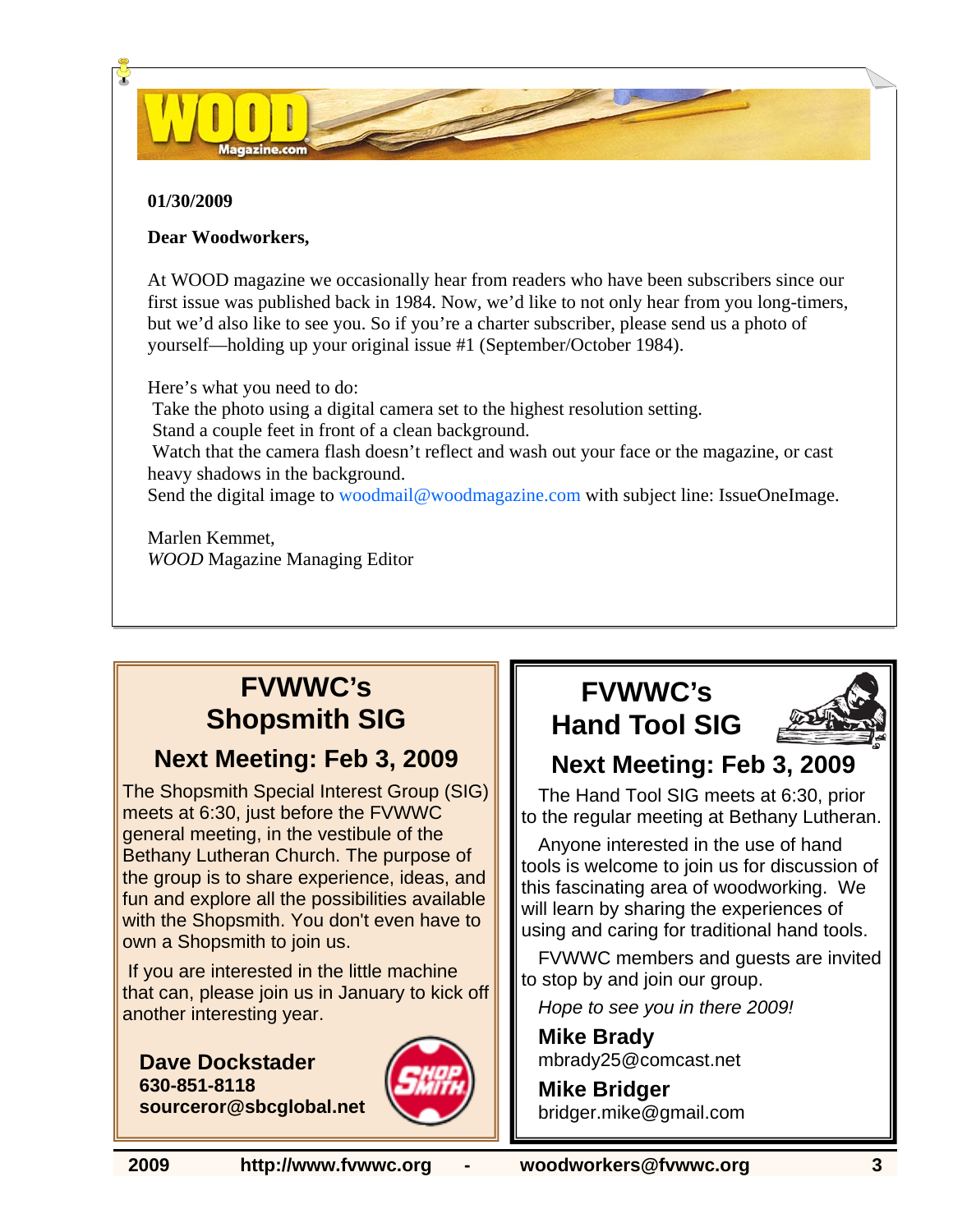**01/30/2009**

**Dear Woodworkers,**

At WOOD magazine we occasionally hear from readers who have been subscribers since our first issue was published back in 1984. Now, we'd like to not only hear from you long-timers, but we'd also like to see you. So if you're a charter subscriber, please send us a photo of yourself—holding up your original issue #1 (September/October 1984).

Here's what you need to do:

Take the photo using a digital camera set to the highest resolution setting.
Stand a couple feet in front of a clean background.
Watch that the camera flash doesn't reflect and wash out your face or the magazine, or cast heavy shadows in the background.
Send the digital image to woodmail@woodmagazine.com with subject line: IssueOneImage.

Marlen Kemmet,
*WOOD* Magazine Managing Editor

## FVWWC's Shopsmith SIG

### Next Meeting: Feb 3, 2009

The Shopsmith Special Interest Group (SIG) meets at 6:30, just before the FVWWC general meeting, in the vestibule of the Bethany Lutheran Church. The purpose of the group is to share experience, ideas, and fun and explore all the possibilities available with the Shopsmith. You don't even have to own a Shopsmith to join us.

If you are interested in the little machine that can, please join us in January to kick off another interesting year.

**Dave Dockstader**
**630-851-8118**
**sourceror@sbcglobal.net**

## FVWWC's Hand Tool SIG

### Next Meeting: Feb 3, 2009

The Hand Tool SIG meets at 6:30, prior to the regular meeting at Bethany Lutheran.

Anyone interested in the use of hand tools is welcome to join us for discussion of this fascinating area of woodworking. We will learn by sharing the experiences of using and caring for traditional hand tools.

FVWWC members and guests are invited to stop by and join our group.

*Hope to see you in there 2009!*

**Mike Brady**
mbrady25@comcast.net

**Mike Bridger**
bridger.mike@gmail.com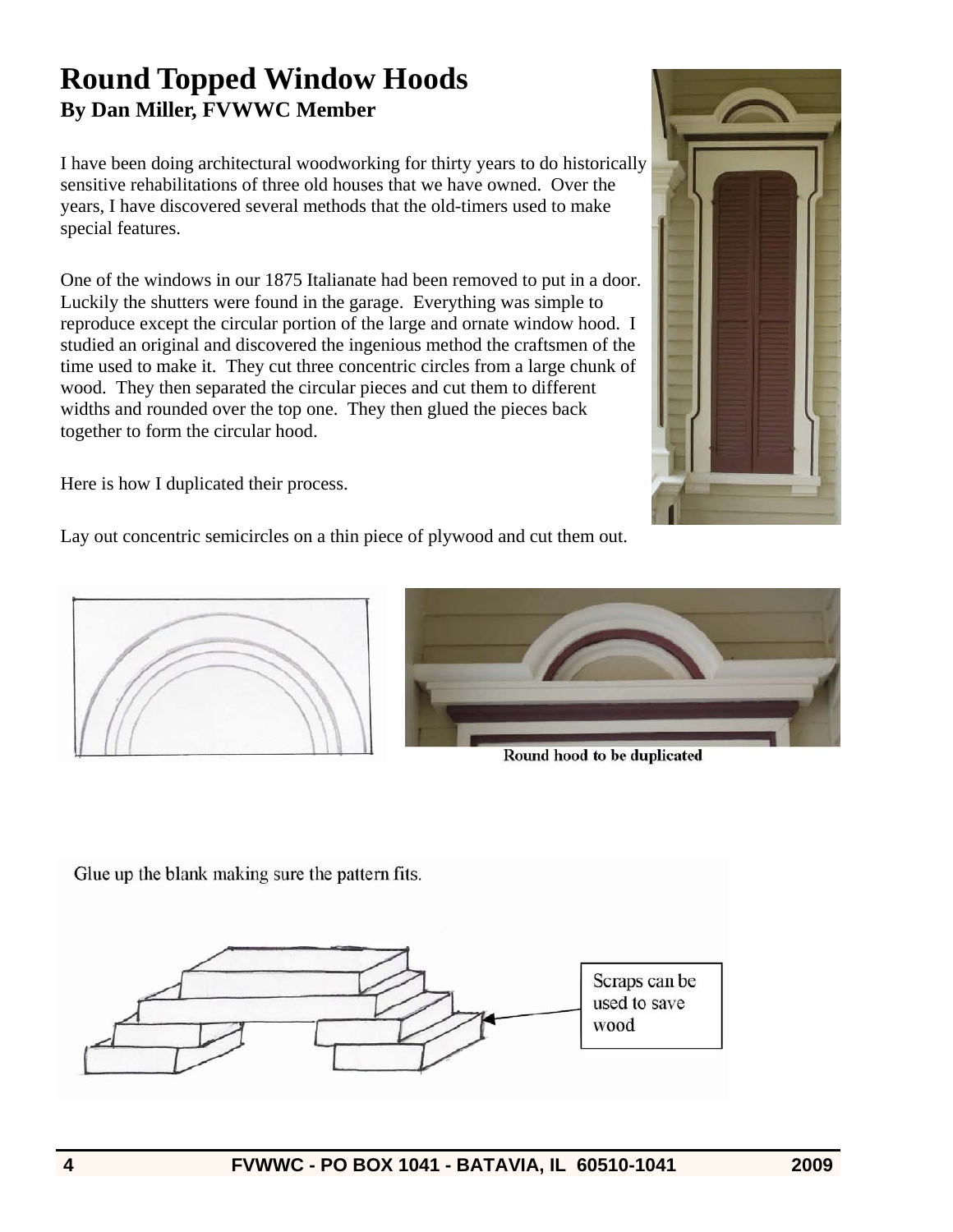# Round Topped Window Hoods

**By Dan Miller, FVWWC Member**

I have been doing architectural woodworking for thirty years to do historically sensitive rehabilitations of three old houses that we have owned. Over the years, I have discovered several methods that the old-timers used to make special features.

One of the windows in our 1875 Italianate had been removed to put in a door. Luckily the shutters were found in the garage. Everything was simple to reproduce except the circular portion of the large and ornate window hood. I studied an original and discovered the ingenious method the craftsmen of the time used to make it. They cut three concentric circles from a large chunk of wood. They then separated the circular pieces and cut them to different widths and rounded over the top one. They then glued the pieces back together to form the circular hood.

Here is how I duplicated their process.

Lay out concentric semicircles on a thin piece of plywood and cut them out.

Round hood to be duplicated

Glue up the blank making sure the pattern fits.

Scraps can be used to save wood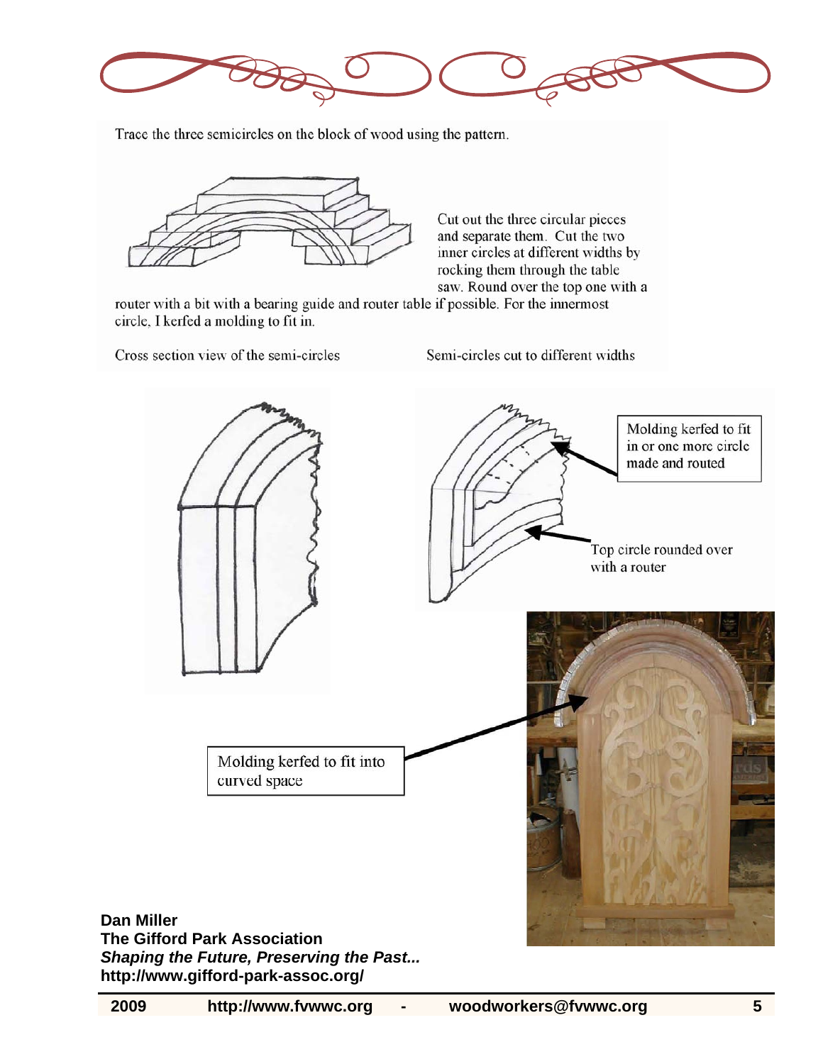Trace the three semicircles on the block of wood using the pattern.

Cut out the three circular pieces and separate them. Cut the two inner circles at different widths by rocking them through the table saw. Round over the top one with a router with a bit with a bearing guide and router table if possible. For the innermost circle, I kerfed a molding to fit in.

Cross section view of the semi-circles

Semi-circles cut to different widths

Molding kerfed to fit in or one more circle made and routed

Top circle rounded over with a router

Molding kerfed to fit into curved space

**Dan Miller**
**The Gifford Park Association**
***Shaping the Future, Preserving the Past...***
**http://www.gifford-park-assoc.org/**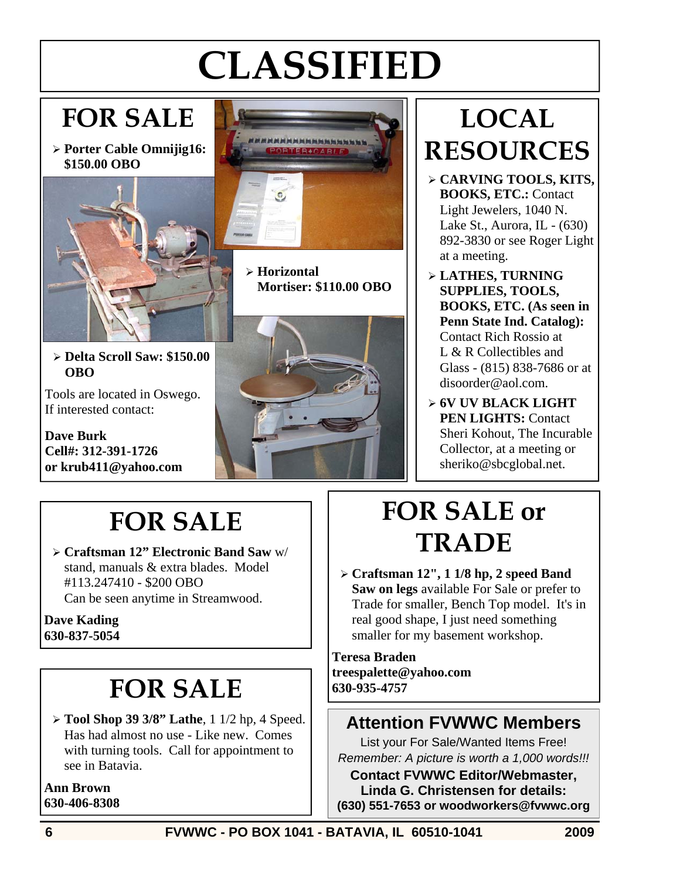# CLASSIFIED

## FOR SALE

- **Porter Cable Omnijig16: $150.00 OBO**
- **Horizontal Mortiser: $110.00 OBO**
- **Delta Scroll Saw: $150.00 OBO**

Tools are located in Oswego. If interested contact:

**Dave Burk**
**Cell#: 312-391-1726**
**or krub411@yahoo.com**

## LOCAL RESOURCES

- **CARVING TOOLS, KITS, BOOKS, ETC.:** Contact Light Jewelers, 1040 N. Lake St., Aurora, IL - (630) 892-3830 or see Roger Light at a meeting.
- **LATHES, TURNING SUPPLIES, TOOLS, BOOKS, ETC. (As seen in Penn State Ind. Catalog):** Contact Rich Rossio at L & R Collectibles and Glass - (815) 838-7686 or at disoorder@aol.com.
- **6V UV BLACK LIGHT PEN LIGHTS:** Contact Sheri Kohout, The Incurable Collector, at a meeting or sheriko@sbcglobal.net.

## FOR SALE

- **Craftsman 12" Electronic Band Saw** w/ stand, manuals & extra blades. Model #113.247410 - $200 OBO
  Can be seen anytime in Streamwood.

**Dave Kading**
**630-837-5054**

## FOR SALE or TRADE

- **Craftsman 12", 1 1/8 hp, 2 speed Band Saw on legs** available For Sale or prefer to Trade for smaller, Bench Top model. It's in real good shape, I just need something smaller for my basement workshop.

**Teresa Braden**
**treespalette@yahoo.com**
**630-935-4757**

## FOR SALE

- **Tool Shop 39 3/8" Lathe**, 1 1/2 hp, 4 Speed. Has had almost no use - Like new. Comes with turning tools. Call for appointment to see in Batavia.

**Ann Brown**
**630-406-8308**

## Attention FVWWC Members

List your For Sale/Wanted Items Free!

*Remember: A picture is worth a 1,000 words!!!*

**Contact FVWWC Editor/Webmaster, Linda G. Christensen for details: (630) 551-7653 or woodworkers@fvwwc.org**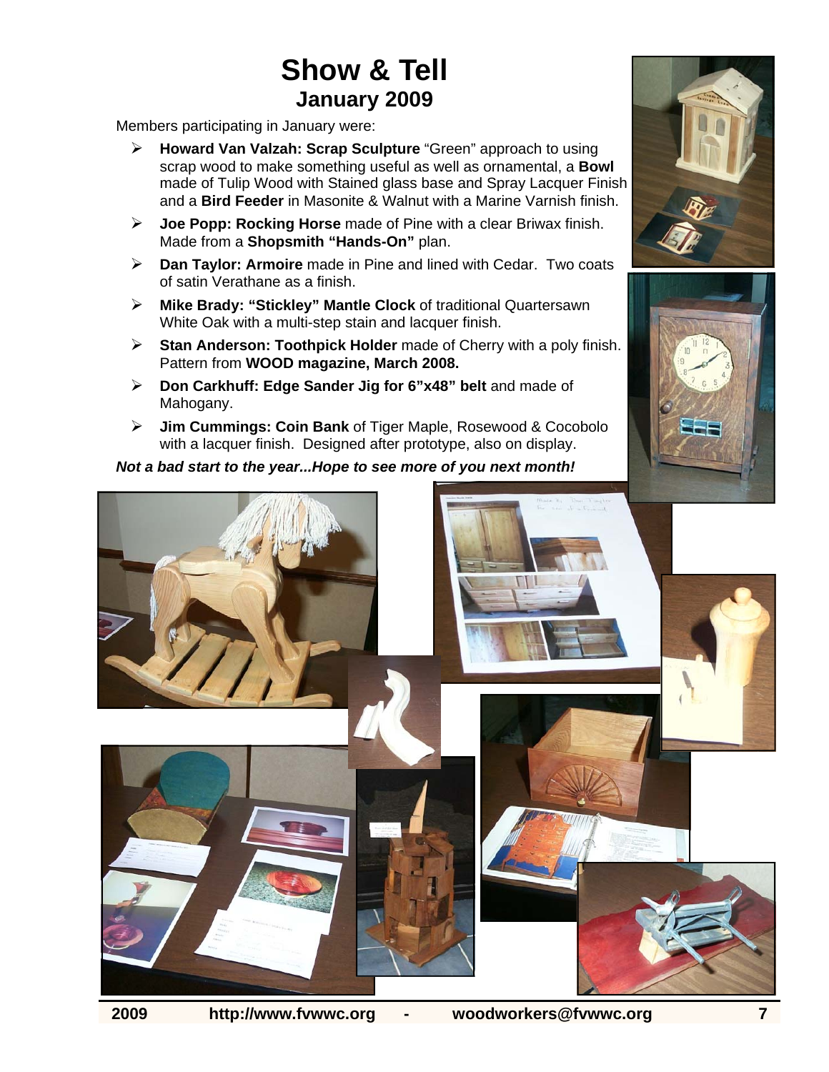# Show & Tell
## January 2009

Members participating in January were:

- **Howard Van Valzah: Scrap Sculpture** "Green" approach to using scrap wood to make something useful as well as ornamental, a **Bowl** made of Tulip Wood with Stained glass base and Spray Lacquer Finish and a **Bird Feeder** in Masonite & Walnut with a Marine Varnish finish.
- **Joe Popp: Rocking Horse** made of Pine with a clear Briwax finish. Made from a **Shopsmith "Hands-On"** plan.
- **Dan Taylor: Armoire** made in Pine and lined with Cedar. Two coats of satin Verathane as a finish.
- **Mike Brady: "Stickley" Mantle Clock** of traditional Quartersawn White Oak with a multi-step stain and lacquer finish.
- **Stan Anderson: Toothpick Holder** made of Cherry with a poly finish. Pattern from **WOOD magazine, March 2008.**
- **Don Carkhuff: Edge Sander Jig for 6"x48" belt** and made of Mahogany.
- **Jim Cummings: Coin Bank** of Tiger Maple, Rosewood & Cocobolo with a lacquer finish. Designed after prototype, also on display.

***Not a bad start to the year...Hope to see more of you next month!***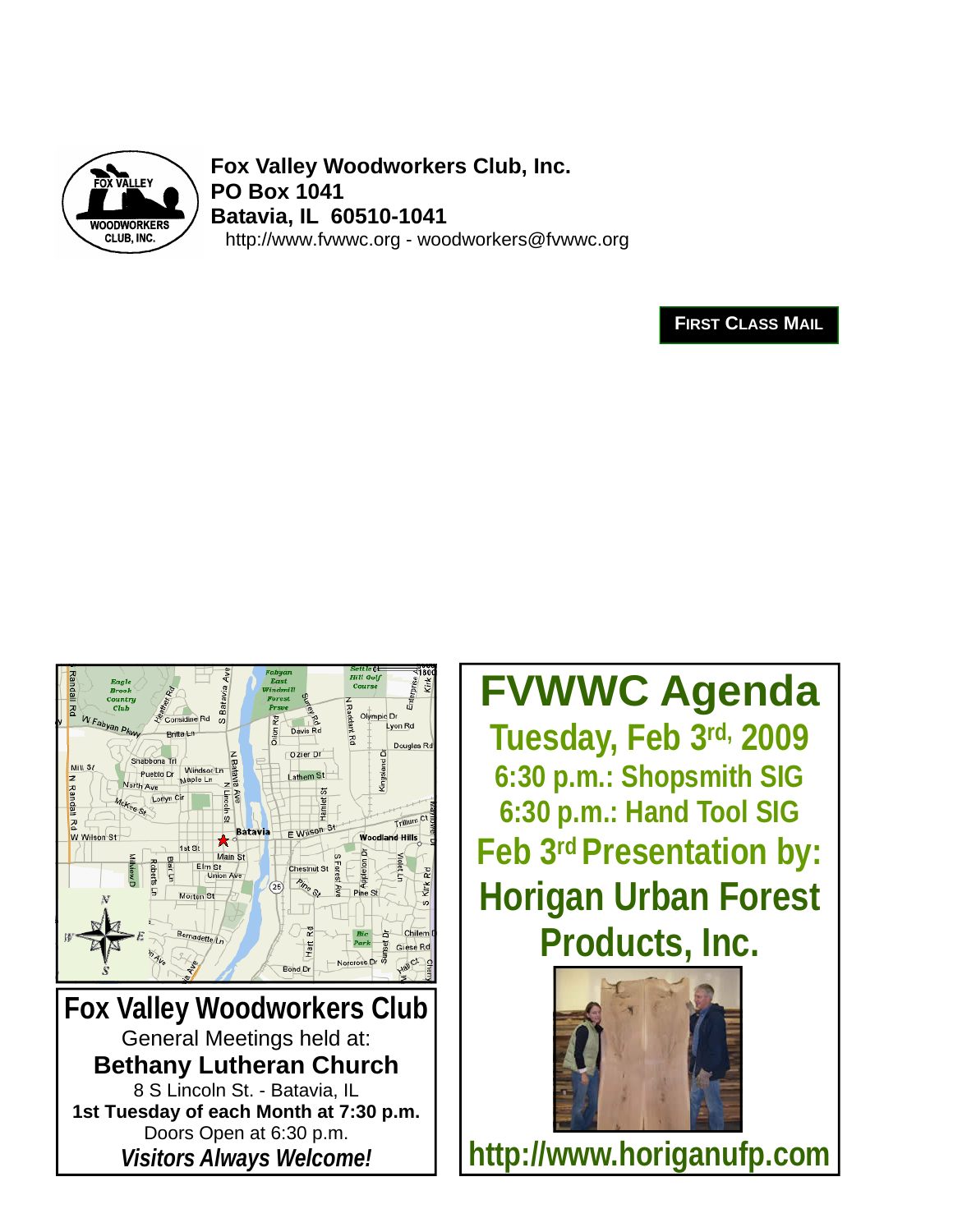**Fox Valley Woodworkers Club, Inc.**
**PO Box 1041**
**Batavia, IL 60510-1041**
http://www.fvwwc.org - woodworkers@fvwwc.org

**FIRST CLASS MAIL**

## Fox Valley Woodworkers Club

General Meetings held at:

**Bethany Lutheran Church**

8 S Lincoln St. - Batavia, IL

**1st Tuesday of each Month at 7:30 p.m.**

Doors Open at 6:30 p.m.

***Visitors Always Welcome!***

# FVWWC Agenda

## Tuesday, Feb 3rd, 2009

### 6:30 p.m.: Shopsmith SIG

### 6:30 p.m.: Hand Tool SIG

## Feb 3rd Presentation by:

## Horigan Urban Forest Products, Inc.

**http://www.horiganufp.com**